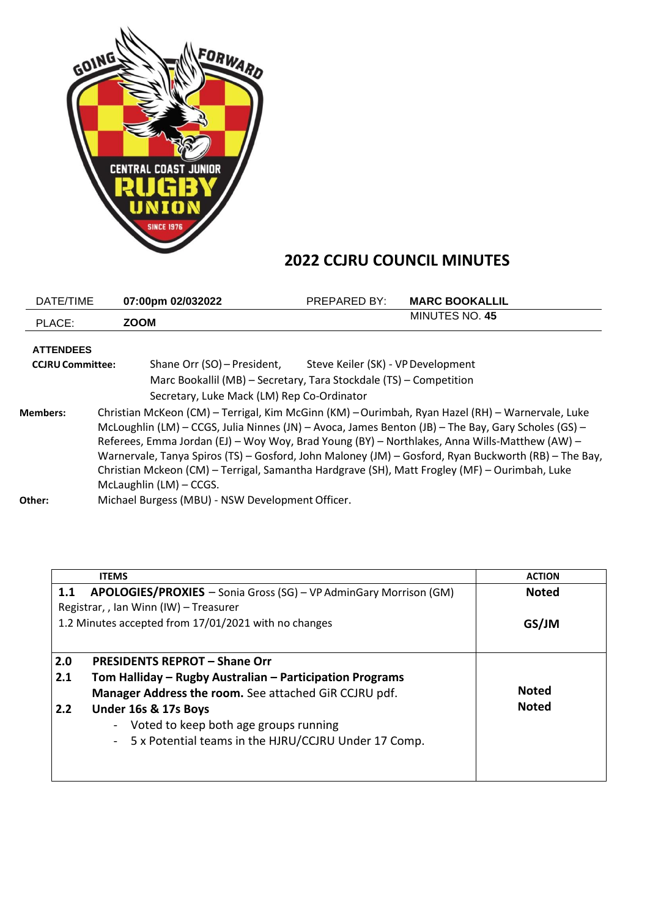# 2022 CCJRU COUNCIL MINUTES

| DATE/TIME | 07:00pm 02/032022 | PREPARED BY: | MARC BOOKALLIL |
|---|---|---|---|
| PLACE: | ZOOM | | MINUTES NO. 45 |

**ATTENDEES**

**CCJRU Committee:** Shane Orr (SO) – President, Steve Keiler (SK) - VP Development Marc Bookallil (MB) – Secretary, Tara Stockdale (TS) – Competition Secretary, Luke Mack (LM) Rep Co-Ordinator

**Members:** Christian McKeon (CM) – Terrigal, Kim McGinn (KM) – Ourimbah, Ryan Hazel (RH) – Warnervale, Luke McLoughlin (LM) – CCGS, Julia Ninnes (JN) – Avoca, James Benton (JB) – The Bay, Gary Scholes (GS) – Referees, Emma Jordan (EJ) – Woy Woy, Brad Young (BY) – Northlakes, Anna Wills-Matthew (AW) – Warnervale, Tanya Spiros (TS) – Gosford, John Maloney (JM) – Gosford, Ryan Buckworth (RB) – The Bay, Christian Mckeon (CM) – Terrigal, Samantha Hardgrave (SH), Matt Frogley (MF) – Ourimbah, Luke McLaughlin (LM) – CCGS.

**Other:** Michael Burgess (MBU) - NSW Development Officer.

| ITEMS | ACTION |
|---|---|
| **1.1 APOLOGIES/PROXIES** – Sonia Gross (SG) – VP AdminGary Morrison (GM) Registrar, , Ian Winn (IW) – Treasurer<br>1.2 Minutes accepted from 17/01/2021 with no changes | **Noted**<br><br>**GS/JM** |
| **2.0 PRESIDENTS REPROT – Shane Orr**<br>**2.1 Tom Halliday – Rugby Australian – Participation Programs Manager Address the room.** See attached GiR CCJRU pdf.<br>**2.2 Under 16s & 17s Boys**<br>- Voted to keep both age groups running<br>- 5 x Potential teams in the HJRU/CCJRU Under 17 Comp. | <br><br>**Noted**<br>**Noted** |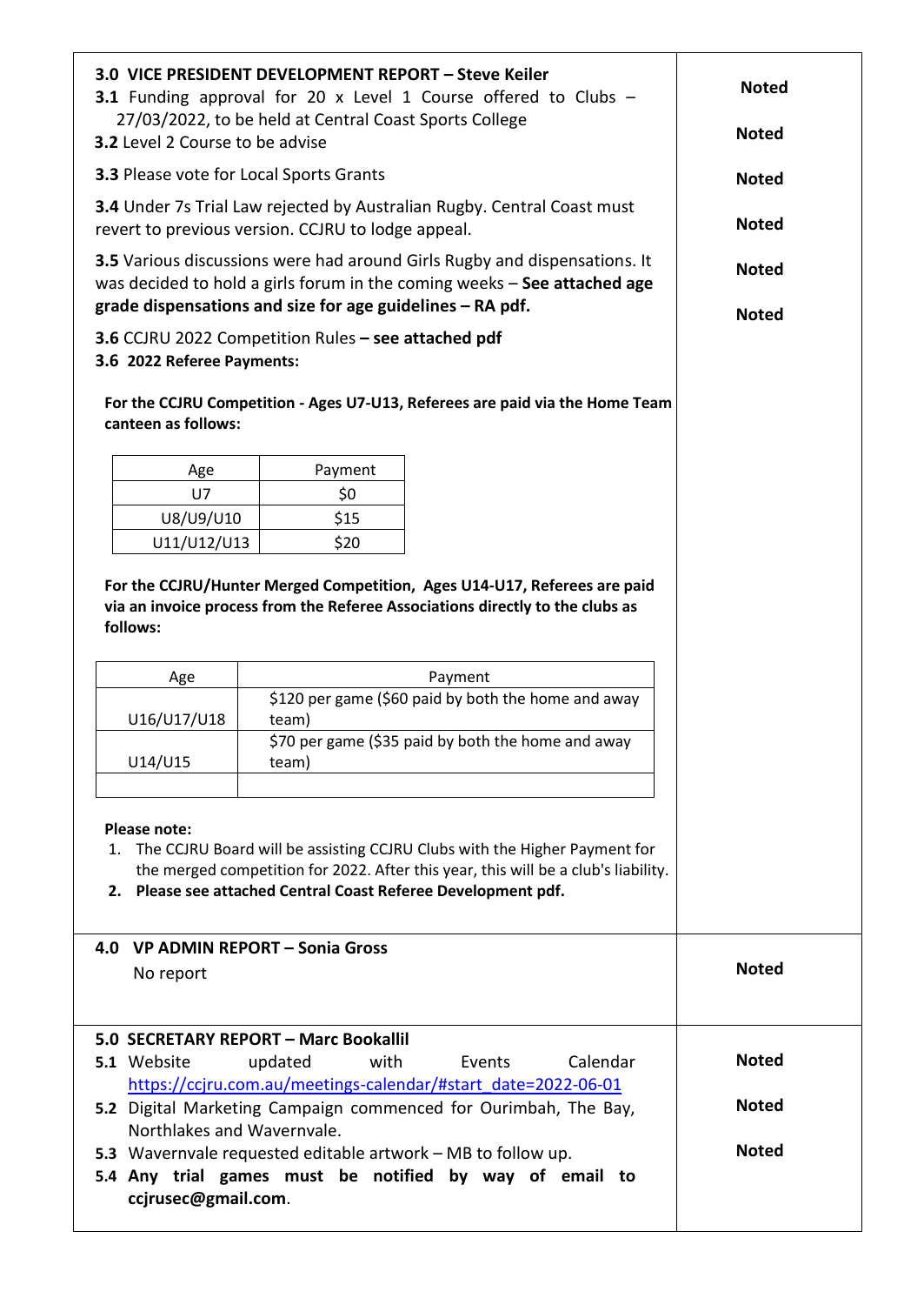| | |
|---|---|
| **3.0 VICE PRESIDENT DEVELOPMENT REPORT – Steve Keiler** | |
| **3.1** Funding approval for 20 x Level 1 Course offered to Clubs – 27/03/2022, to be held at Central Coast Sports College | **Noted** |
| **3.2** Level 2 Course to be advise | **Noted** |
| **3.3** Please vote for Local Sports Grants | **Noted** |
| **3.4** Under 7s Trial Law rejected by Australian Rugby. Central Coast must revert to previous version. CCJRU to lodge appeal. | **Noted** |
| **3.5** Various discussions were had around Girls Rugby and dispensations. It was decided to hold a girls forum in the coming weeks – **See attached age grade dispensations and size for age guidelines – RA pdf.** | **Noted** |
| **3.6** CCJRU 2022 Competition Rules **– see attached pdf** | **Noted** |

**3.6 2022 Referee Payments:**

**For the CCJRU Competition - Ages U7-U13, Referees are paid via the Home Team canteen as follows:**

| Age | Payment |
|---|---|
| U7 | $0 |
| U8/U9/U10 | $15 |
| U11/U12/U13 | $20 |

**For the CCJRU/Hunter Merged Competition, Ages U14-U17, Referees are paid via an invoice process from the Referee Associations directly to the clubs as follows:**

| Age | Payment |
|---|---|
| U16/U17/U18 | $120 per game ($60 paid by both the home and away team) |
| U14/U15 | $70 per game ($35 paid by both the home and away team) |
| | |

**Please note:**

1. The CCJRU Board will be assisting CCJRU Clubs with the Higher Payment for the merged competition for 2022. After this year, this will be a club's liability.
2. **Please see attached Central Coast Referee Development pdf.**

| | |
|---|---|
| **4.0 VP ADMIN REPORT – Sonia Gross** | |
| No report | **Noted** |

| | |
|---|---|
| **5.0 SECRETARY REPORT – Marc Bookallil** | |
| **5.1** Website updated with Events Calendar https://ccjru.com.au/meetings-calendar/#start_date=2022-06-01 | **Noted** |
| **5.2** Digital Marketing Campaign commenced for Ourimbah, The Bay, Northlakes and Wavernvale. | **Noted** |
| **5.3** Wavernvale requested editable artwork – MB to follow up. | **Noted** |
| **5.4 Any trial games must be notified by way of email to ccjrusec@gmail.com**. | |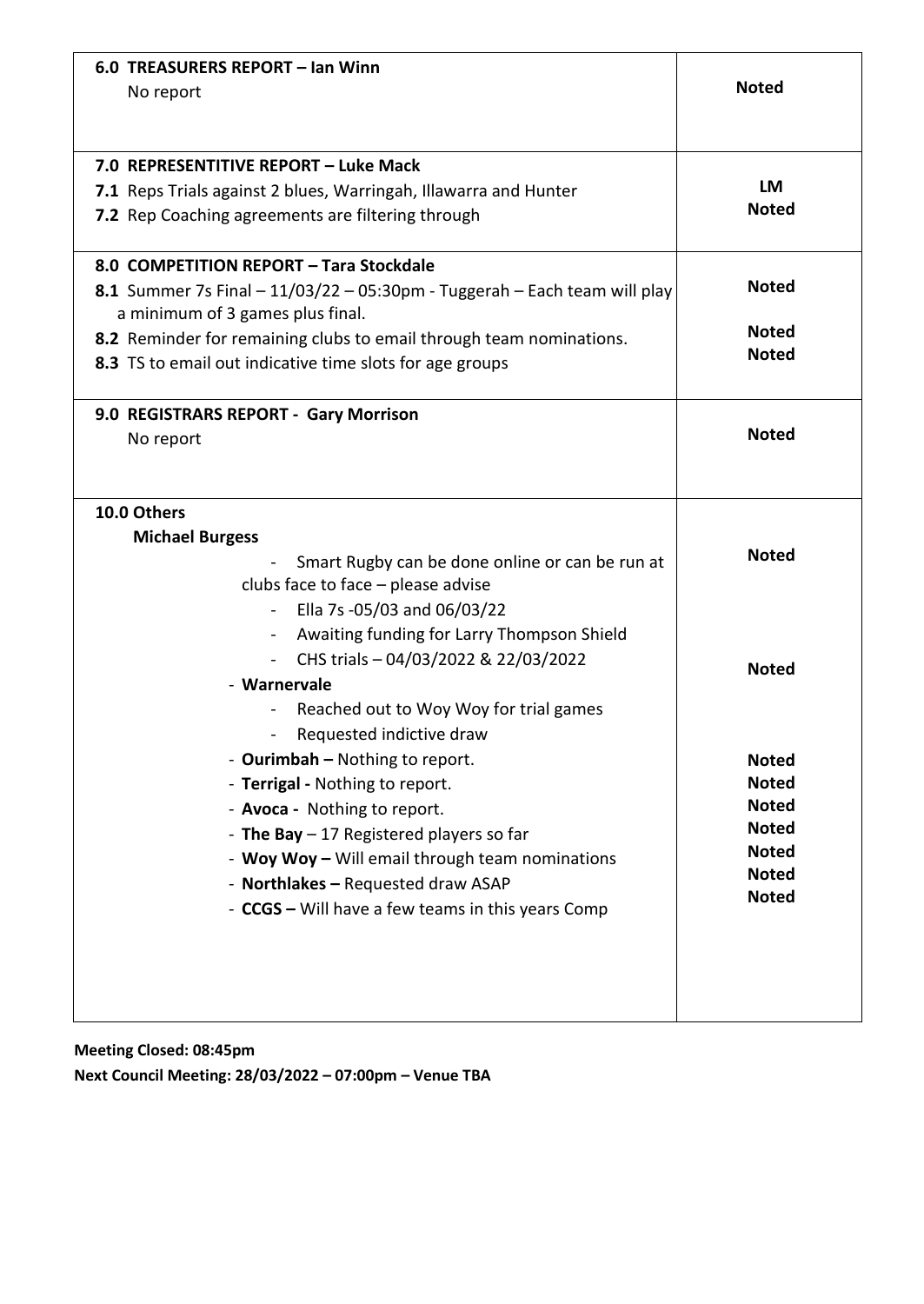| | |
|---|---|
| **6.0 TREASURERS REPORT – Ian Winn**<br>No report | **Noted** |
| **7.0 REPRESENTITIVE REPORT – Luke Mack**<br>**7.1** Reps Trials against 2 blues, Warringah, Illawarra and Hunter<br>**7.2** Rep Coaching agreements are filtering through | **LM**<br>**Noted** |
| **8.0 COMPETITION REPORT – Tara Stockdale**<br>**8.1** Summer 7s Final – 11/03/22 – 05:30pm - Tuggerah – Each team will play a minimum of 3 games plus final.<br>**8.2** Reminder for remaining clubs to email through team nominations.<br>**8.3** TS to email out indicative time slots for age groups | **Noted**<br><br>**Noted**<br>**Noted** |
| **9.0 REGISTRARS REPORT - Gary Morrison**<br>No report | **Noted** |
| **10.0 Others**<br>**Michael Burgess**<br>- Smart Rugby can be done online or can be run at clubs face to face – please advise<br>- Ella 7s -05/03 and 06/03/22<br>- Awaiting funding for Larry Thompson Shield<br>- CHS trials – 04/03/2022 & 22/03/2022<br>- **Warnervale**<br>- Reached out to Woy Woy for trial games<br>- Requested indictive draw<br>- **Ourimbah –** Nothing to report.<br>- **Terrigal -** Nothing to report.<br>- **Avoca -** Nothing to report.<br>- **The Bay** – 17 Registered players so far<br>- **Woy Woy –** Will email through team nominations<br>- **Northlakes –** Requested draw ASAP<br>- **CCGS –** Will have a few teams in this years Comp | **Noted**<br><br><br><br>**Noted**<br><br><br>**Noted**<br>**Noted**<br>**Noted**<br>**Noted**<br>**Noted**<br>**Noted**<br>**Noted** |

**Meeting Closed: 08:45pm**

**Next Council Meeting: 28/03/2022 – 07:00pm – Venue TBA**